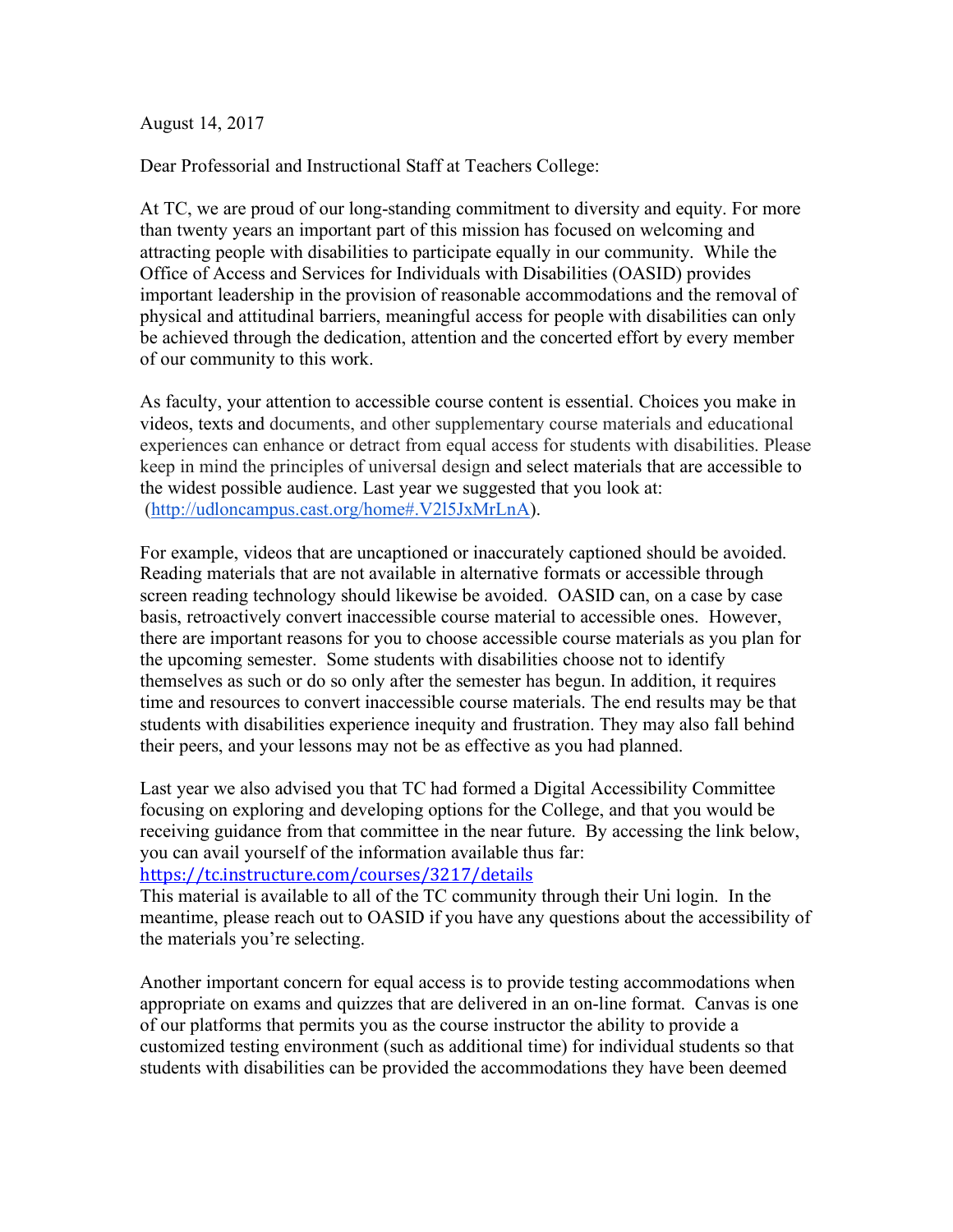August 14, 2017

Dear Professorial and Instructional Staff at Teachers College:

At TC, we are proud of our long-standing commitment to diversity and equity. For more than twenty years an important part of this mission has focused on welcoming and attracting people with disabilities to participate equally in our community. While the Office of Access and Services for Individuals with Disabilities (OASID) provides important leadership in the provision of reasonable accommodations and the removal of physical and attitudinal barriers, meaningful access for people with disabilities can only be achieved through the dedication, attention and the concerted effort by every member of our community to this work.

As faculty, your attention to accessible course content is essential. Choices you make in videos, texts and documents, and other supplementary course materials and educational experiences can enhance or detract from equal access for students with disabilities. Please keep in mind the principles of universal design and select materials that are accessible to the widest possible audience. Last year we suggested that you look at: (http://udloncampus.cast.org/home#.V2l5JxMrLnA).

For example, videos that are uncaptioned or inaccurately captioned should be avoided. Reading materials that are not available in alternative formats or accessible through screen reading technology should likewise be avoided. OASID can, on a case by case basis, retroactively convert inaccessible course material to accessible ones. However, there are important reasons for you to choose accessible course materials as you plan for the upcoming semester. Some students with disabilities choose not to identify themselves as such or do so only after the semester has begun. In addition, it requires time and resources to convert inaccessible course materials. The end results may be that students with disabilities experience inequity and frustration. They may also fall behind their peers, and your lessons may not be as effective as you had planned.

Last year we also advised you that TC had formed a Digital Accessibility Committee focusing on exploring and developing options for the College, and that you would be receiving guidance from that committee in the near future. By accessing the link below, you can avail yourself of the information available thus far:
https://tc.instructure.com/courses/3217/details
This material is available to all of the TC community through their Uni login. In the meantime, please reach out to OASID if you have any questions about the accessibility of the materials you're selecting.

Another important concern for equal access is to provide testing accommodations when appropriate on exams and quizzes that are delivered in an on-line format. Canvas is one of our platforms that permits you as the course instructor the ability to provide a customized testing environment (such as additional time) for individual students so that students with disabilities can be provided the accommodations they have been deemed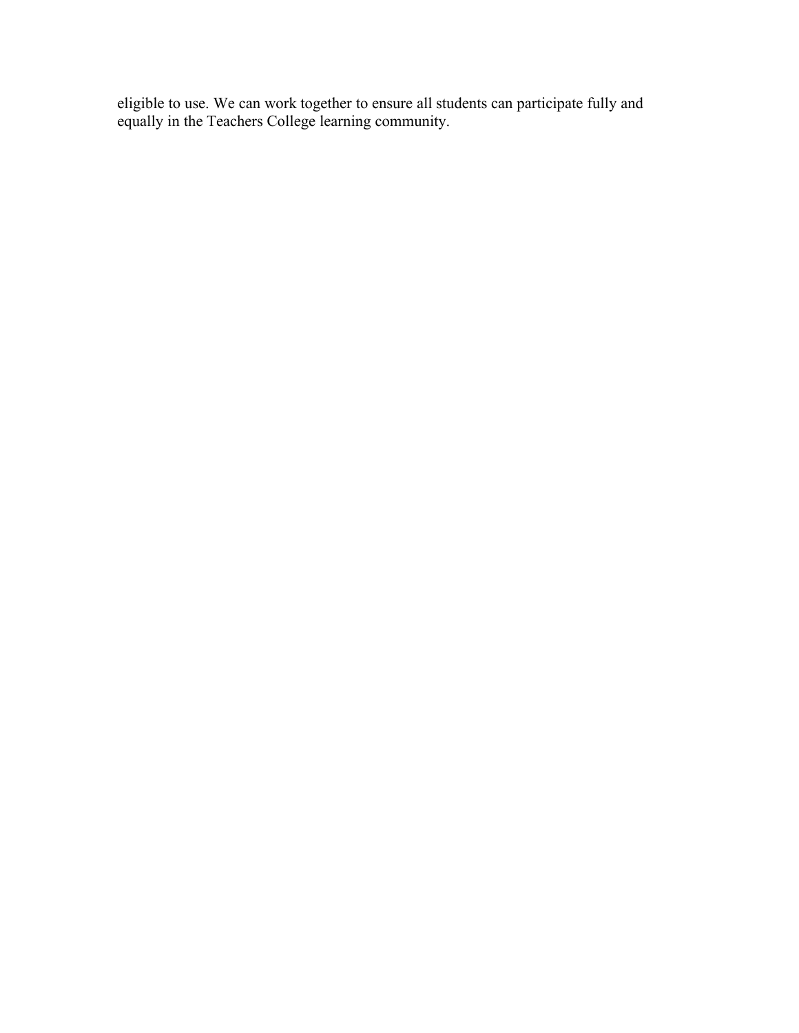eligible to use. We can work together to ensure all students can participate fully and equally in the Teachers College learning community.